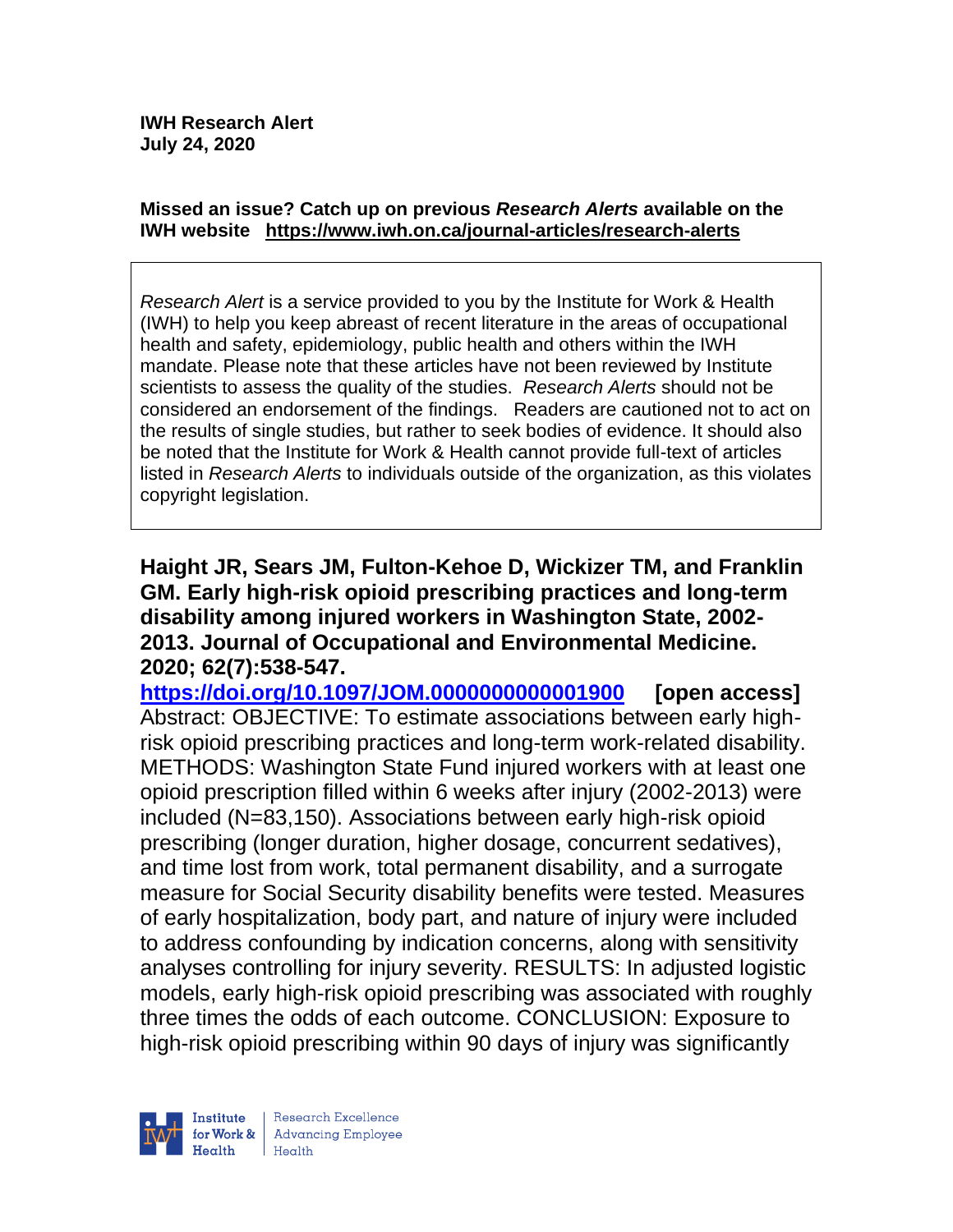**IWH Research Alert**
**July 24, 2020**

**Missed an issue? Catch up on previous *Research Alerts* available on the IWH website [https://www.iwh.on.ca/journal-articles/research-alerts](https://www.iwh.on.ca/journal-articles/research-alerts)**

> *Research Alert* is a service provided to you by the Institute for Work & Health (IWH) to help you keep abreast of recent literature in the areas of occupational health and safety, epidemiology, public health and others within the IWH mandate. Please note that these articles have not been reviewed by Institute scientists to assess the quality of the studies. *Research Alerts* should not be considered an endorsement of the findings. Readers are cautioned not to act on the results of single studies, but rather to seek bodies of evidence. It should also be noted that the Institute for Work & Health cannot provide full-text of articles listed in *Research Alerts* to individuals outside of the organization, as this violates copyright legislation.

**Haight JR, Sears JM, Fulton-Kehoe D, Wickizer TM, and Franklin GM. Early high-risk opioid prescribing practices and long-term disability among injured workers in Washington State, 2002-2013. Journal of Occupational and Environmental Medicine. 2020; 62(7):538-547.**

**[https://doi.org/10.1097/JOM.0000000000001900](https://doi.org/10.1097/JOM.0000000000001900) [open access]**

Abstract: OBJECTIVE: To estimate associations between early high-risk opioid prescribing practices and long-term work-related disability. METHODS: Washington State Fund injured workers with at least one opioid prescription filled within 6 weeks after injury (2002-2013) were included (N=83,150). Associations between early high-risk opioid prescribing (longer duration, higher dosage, concurrent sedatives), and time lost from work, total permanent disability, and a surrogate measure for Social Security disability benefits were tested. Measures of early hospitalization, body part, and nature of injury were included to address confounding by indication concerns, along with sensitivity analyses controlling for injury severity. RESULTS: In adjusted logistic models, early high-risk opioid prescribing was associated with roughly three times the odds of each outcome. CONCLUSION: Exposure to high-risk opioid prescribing within 90 days of injury was significantly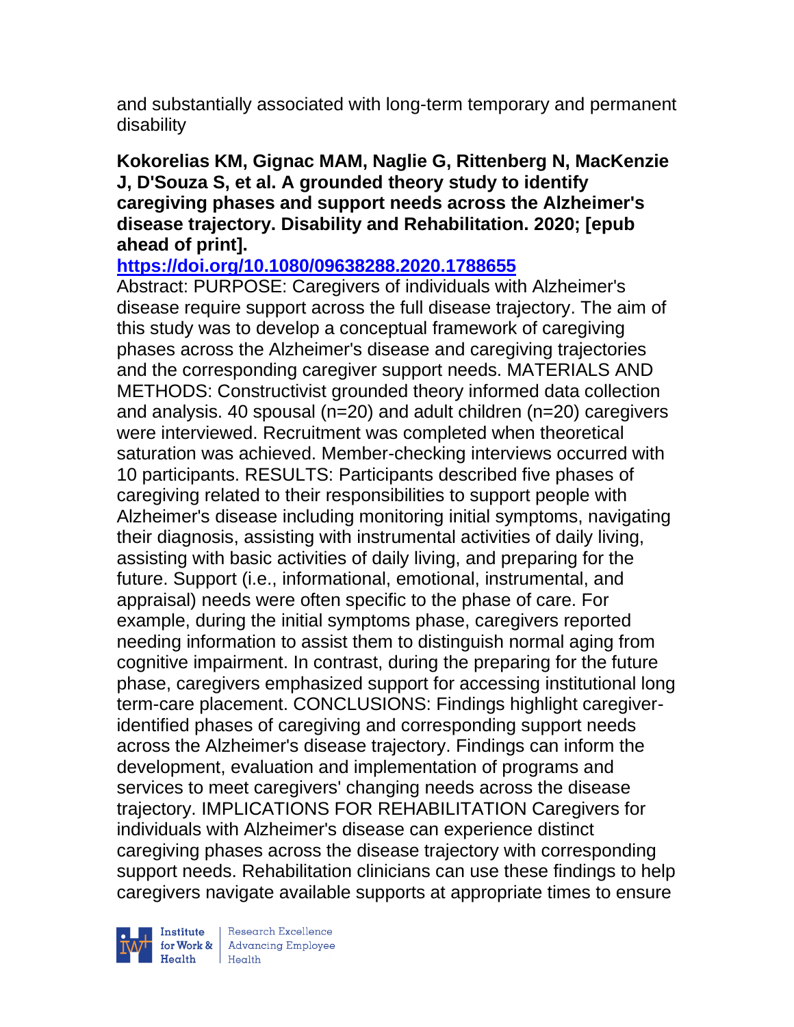and substantially associated with long-term temporary and permanent disability

**Kokorelias KM, Gignac MAM, Naglie G, Rittenberg N, MacKenzie J, D'Souza S, et al. A grounded theory study to identify caregiving phases and support needs across the Alzheimer's disease trajectory. Disability and Rehabilitation. 2020; [epub ahead of print].**

**https://doi.org/10.1080/09638288.2020.1788655**

Abstract: PURPOSE: Caregivers of individuals with Alzheimer's disease require support across the full disease trajectory. The aim of this study was to develop a conceptual framework of caregiving phases across the Alzheimer's disease and caregiving trajectories and the corresponding caregiver support needs. MATERIALS AND METHODS: Constructivist grounded theory informed data collection and analysis. 40 spousal (n=20) and adult children (n=20) caregivers were interviewed. Recruitment was completed when theoretical saturation was achieved. Member-checking interviews occurred with 10 participants. RESULTS: Participants described five phases of caregiving related to their responsibilities to support people with Alzheimer's disease including monitoring initial symptoms, navigating their diagnosis, assisting with instrumental activities of daily living, assisting with basic activities of daily living, and preparing for the future. Support (i.e., informational, emotional, instrumental, and appraisal) needs were often specific to the phase of care. For example, during the initial symptoms phase, caregivers reported needing information to assist them to distinguish normal aging from cognitive impairment. In contrast, during the preparing for the future phase, caregivers emphasized support for accessing institutional long term-care placement. CONCLUSIONS: Findings highlight caregiver-identified phases of caregiving and corresponding support needs across the Alzheimer's disease trajectory. Findings can inform the development, evaluation and implementation of programs and services to meet caregivers' changing needs across the disease trajectory. IMPLICATIONS FOR REHABILITATION Caregivers for individuals with Alzheimer's disease can experience distinct caregiving phases across the disease trajectory with corresponding support needs. Rehabilitation clinicians can use these findings to help caregivers navigate available supports at appropriate times to ensure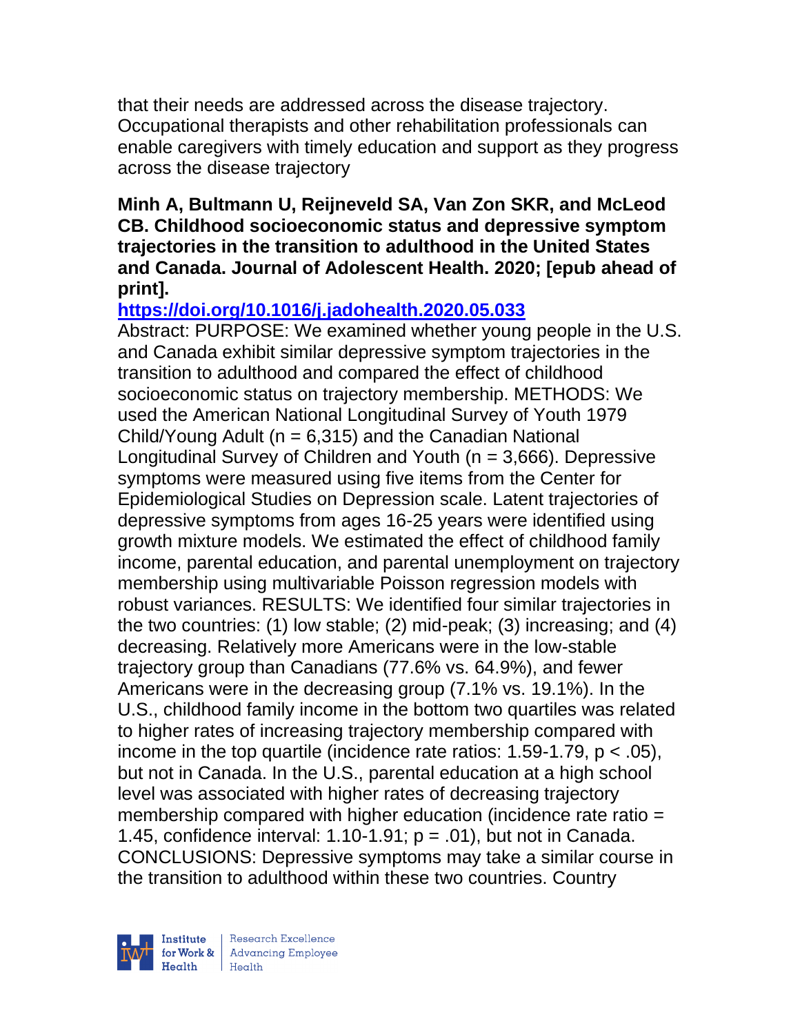that their needs are addressed across the disease trajectory. Occupational therapists and other rehabilitation professionals can enable caregivers with timely education and support as they progress across the disease trajectory

**Minh A, Bultmann U, Reijneveld SA, Van Zon SKR, and McLeod CB. Childhood socioeconomic status and depressive symptom trajectories in the transition to adulthood in the United States and Canada. Journal of Adolescent Health. 2020; [epub ahead of print].**

**https://doi.org/10.1016/j.jadohealth.2020.05.033**

Abstract: PURPOSE: We examined whether young people in the U.S. and Canada exhibit similar depressive symptom trajectories in the transition to adulthood and compared the effect of childhood socioeconomic status on trajectory membership. METHODS: We used the American National Longitudinal Survey of Youth 1979 Child/Young Adult (n = 6,315) and the Canadian National Longitudinal Survey of Children and Youth (n = 3,666). Depressive symptoms were measured using five items from the Center for Epidemiological Studies on Depression scale. Latent trajectories of depressive symptoms from ages 16-25 years were identified using growth mixture models. We estimated the effect of childhood family income, parental education, and parental unemployment on trajectory membership using multivariable Poisson regression models with robust variances. RESULTS: We identified four similar trajectories in the two countries: (1) low stable; (2) mid-peak; (3) increasing; and (4) decreasing. Relatively more Americans were in the low-stable trajectory group than Canadians (77.6% vs. 64.9%), and fewer Americans were in the decreasing group (7.1% vs. 19.1%). In the U.S., childhood family income in the bottom two quartiles was related to higher rates of increasing trajectory membership compared with income in the top quartile (incidence rate ratios: 1.59-1.79, $p < .05$), but not in Canada. In the U.S., parental education at a high school level was associated with higher rates of decreasing trajectory membership compared with higher education (incidence rate ratio = 1.45, confidence interval: 1.10-1.91; $p = .01$), but not in Canada. CONCLUSIONS: Depressive symptoms may take a similar course in the transition to adulthood within these two countries. Country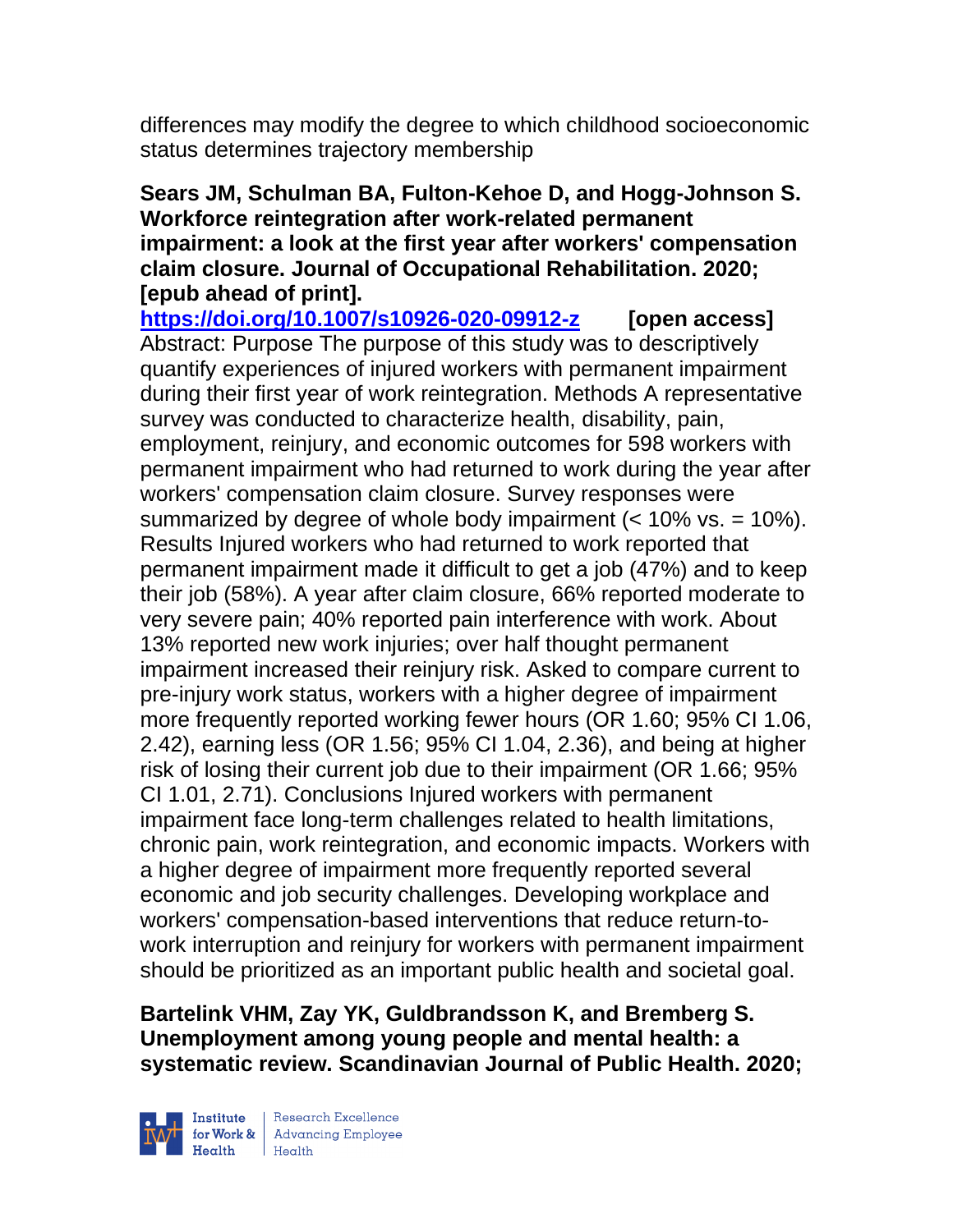differences may modify the degree to which childhood socioeconomic status determines trajectory membership

**Sears JM, Schulman BA, Fulton-Kehoe D, and Hogg-Johnson S. Workforce reintegration after work-related permanent impairment: a look at the first year after workers' compensation claim closure. Journal of Occupational Rehabilitation. 2020; [epub ahead of print].**

https://doi.org/10.1007/s10926-020-09912-z **[open access]**

Abstract: Purpose The purpose of this study was to descriptively quantify experiences of injured workers with permanent impairment during their first year of work reintegration. Methods A representative survey was conducted to characterize health, disability, pain, employment, reinjury, and economic outcomes for 598 workers with permanent impairment who had returned to work during the year after workers' compensation claim closure. Survey responses were summarized by degree of whole body impairment (< 10% vs. = 10%). Results Injured workers who had returned to work reported that permanent impairment made it difficult to get a job (47%) and to keep their job (58%). A year after claim closure, 66% reported moderate to very severe pain; 40% reported pain interference with work. About 13% reported new work injuries; over half thought permanent impairment increased their reinjury risk. Asked to compare current to pre-injury work status, workers with a higher degree of impairment more frequently reported working fewer hours (OR 1.60; 95% CI 1.06, 2.42), earning less (OR 1.56; 95% CI 1.04, 2.36), and being at higher risk of losing their current job due to their impairment (OR 1.66; 95% CI 1.01, 2.71). Conclusions Injured workers with permanent impairment face long-term challenges related to health limitations, chronic pain, work reintegration, and economic impacts. Workers with a higher degree of impairment more frequently reported several economic and job security challenges. Developing workplace and workers' compensation-based interventions that reduce return-to-work interruption and reinjury for workers with permanent impairment should be prioritized as an important public health and societal goal.

**Bartelink VHM, Zay YK, Guldbrandsson K, and Bremberg S. Unemployment among young people and mental health: a systematic review. Scandinavian Journal of Public Health. 2020;**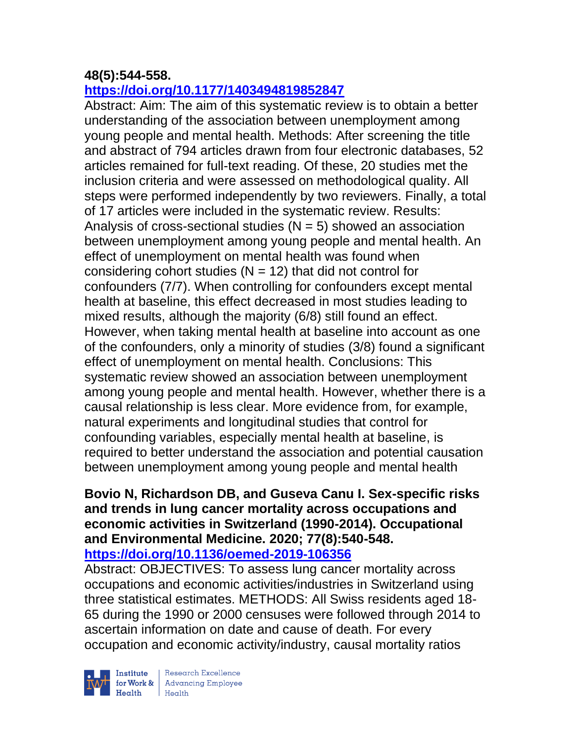**48(5):544-558.**
**https://doi.org/10.1177/1403494819852847**

Abstract: Aim: The aim of this systematic review is to obtain a better understanding of the association between unemployment among young people and mental health. Methods: After screening the title and abstract of 794 articles drawn from four electronic databases, 52 articles remained for full-text reading. Of these, 20 studies met the inclusion criteria and were assessed on methodological quality. All steps were performed independently by two reviewers. Finally, a total of 17 articles were included in the systematic review. Results: Analysis of cross-sectional studies (N = 5) showed an association between unemployment among young people and mental health. An effect of unemployment on mental health was found when considering cohort studies (N = 12) that did not control for confounders (7/7). When controlling for confounders except mental health at baseline, this effect decreased in most studies leading to mixed results, although the majority (6/8) still found an effect. However, when taking mental health at baseline into account as one of the confounders, only a minority of studies (3/8) found a significant effect of unemployment on mental health. Conclusions: This systematic review showed an association between unemployment among young people and mental health. However, whether there is a causal relationship is less clear. More evidence from, for example, natural experiments and longitudinal studies that control for confounding variables, especially mental health at baseline, is required to better understand the association and potential causation between unemployment among young people and mental health

**Bovio N, Richardson DB, and Guseva Canu I. Sex-specific risks and trends in lung cancer mortality across occupations and economic activities in Switzerland (1990-2014). Occupational and Environmental Medicine. 2020; 77(8):540-548.**
**https://doi.org/10.1136/oemed-2019-106356**

Abstract: OBJECTIVES: To assess lung cancer mortality across occupations and economic activities/industries in Switzerland using three statistical estimates. METHODS: All Swiss residents aged 18-65 during the 1990 or 2000 censuses were followed through 2014 to ascertain information on date and cause of death. For every occupation and economic activity/industry, causal mortality ratios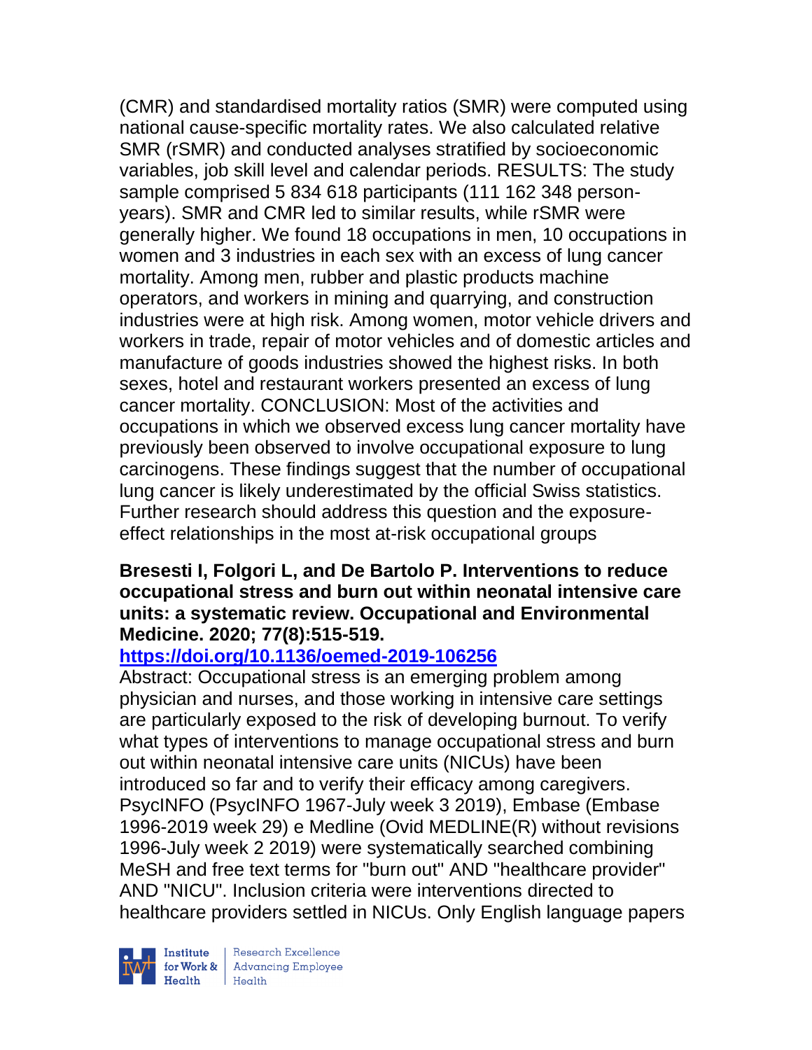(CMR) and standardised mortality ratios (SMR) were computed using national cause-specific mortality rates. We also calculated relative SMR (rSMR) and conducted analyses stratified by socioeconomic variables, job skill level and calendar periods. RESULTS: The study sample comprised 5 834 618 participants (111 162 348 person-years). SMR and CMR led to similar results, while rSMR were generally higher. We found 18 occupations in men, 10 occupations in women and 3 industries in each sex with an excess of lung cancer mortality. Among men, rubber and plastic products machine operators, and workers in mining and quarrying, and construction industries were at high risk. Among women, motor vehicle drivers and workers in trade, repair of motor vehicles and of domestic articles and manufacture of goods industries showed the highest risks. In both sexes, hotel and restaurant workers presented an excess of lung cancer mortality. CONCLUSION: Most of the activities and occupations in which we observed excess lung cancer mortality have previously been observed to involve occupational exposure to lung carcinogens. These findings suggest that the number of occupational lung cancer is likely underestimated by the official Swiss statistics. Further research should address this question and the exposure-effect relationships in the most at-risk occupational groups

**Bresesti I, Folgori L, and De Bartolo P. Interventions to reduce occupational stress and burn out within neonatal intensive care units: a systematic review. Occupational and Environmental Medicine. 2020; 77(8):515-519.**
**https://doi.org/10.1136/oemed-2019-106256**

Abstract: Occupational stress is an emerging problem among physician and nurses, and those working in intensive care settings are particularly exposed to the risk of developing burnout. To verify what types of interventions to manage occupational stress and burn out within neonatal intensive care units (NICUs) have been introduced so far and to verify their efficacy among caregivers. PsycINFO (PsycINFO 1967-July week 3 2019), Embase (Embase 1996-2019 week 29) e Medline (Ovid MEDLINE(R) without revisions 1996-July week 2 2019) were systematically searched combining MeSH and free text terms for "burn out" AND "healthcare provider" AND "NICU". Inclusion criteria were interventions directed to healthcare providers settled in NICUs. Only English language papers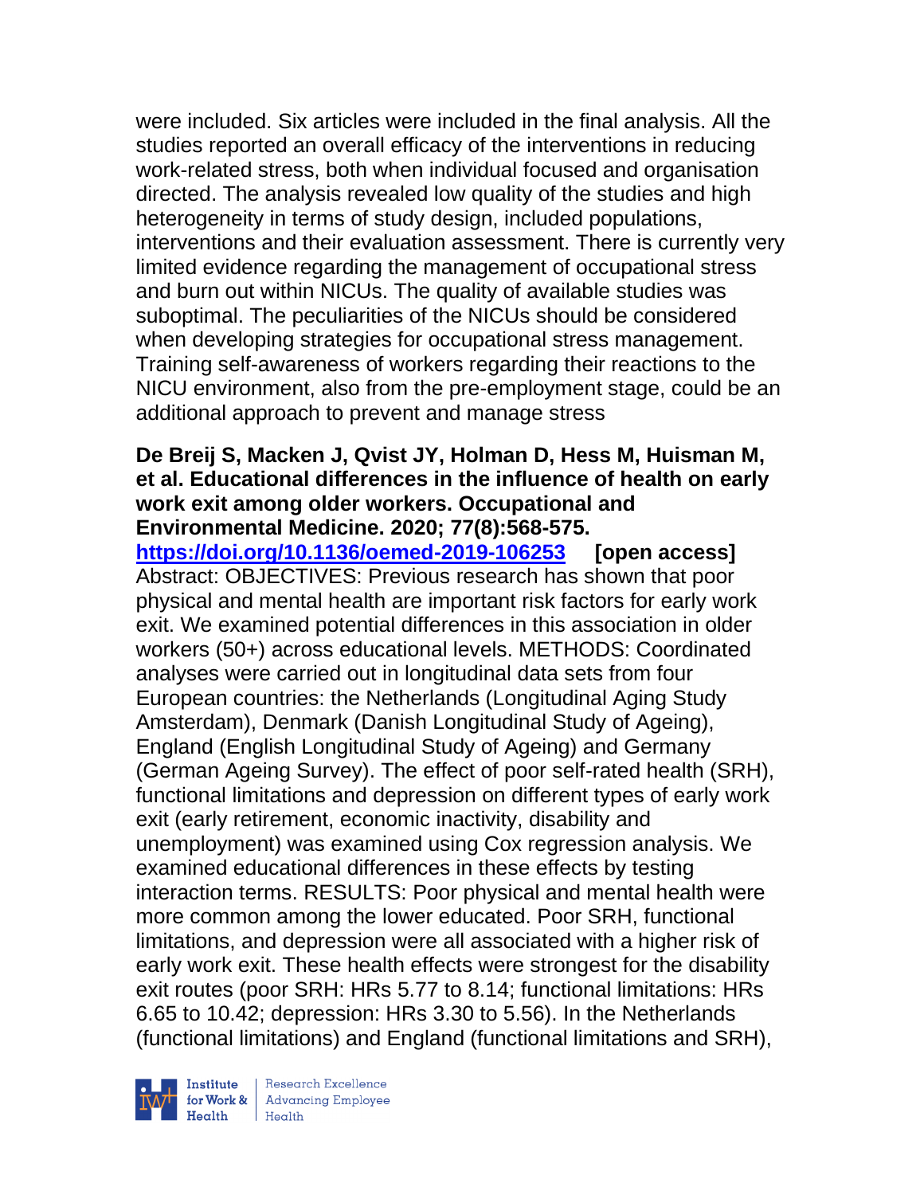were included. Six articles were included in the final analysis. All the studies reported an overall efficacy of the interventions in reducing work-related stress, both when individual focused and organisation directed. The analysis revealed low quality of the studies and high heterogeneity in terms of study design, included populations, interventions and their evaluation assessment. There is currently very limited evidence regarding the management of occupational stress and burn out within NICUs. The quality of available studies was suboptimal. The peculiarities of the NICUs should be considered when developing strategies for occupational stress management. Training self-awareness of workers regarding their reactions to the NICU environment, also from the pre-employment stage, could be an additional approach to prevent and manage stress

**De Breij S, Macken J, Qvist JY, Holman D, Hess M, Huisman M, et al. Educational differences in the influence of health on early work exit among older workers. Occupational and Environmental Medicine. 2020; 77(8):568-575. https://doi.org/10.1136/oemed-2019-106253 [open access]**
Abstract: OBJECTIVES: Previous research has shown that poor physical and mental health are important risk factors for early work exit. We examined potential differences in this association in older workers (50+) across educational levels. METHODS: Coordinated analyses were carried out in longitudinal data sets from four European countries: the Netherlands (Longitudinal Aging Study Amsterdam), Denmark (Danish Longitudinal Study of Ageing), England (English Longitudinal Study of Ageing) and Germany (German Ageing Survey). The effect of poor self-rated health (SRH), functional limitations and depression on different types of early work exit (early retirement, economic inactivity, disability and unemployment) was examined using Cox regression analysis. We examined educational differences in these effects by testing interaction terms. RESULTS: Poor physical and mental health were more common among the lower educated. Poor SRH, functional limitations, and depression were all associated with a higher risk of early work exit. These health effects were strongest for the disability exit routes (poor SRH: HRs 5.77 to 8.14; functional limitations: HRs 6.65 to 10.42; depression: HRs 3.30 to 5.56). In the Netherlands (functional limitations) and England (functional limitations and SRH),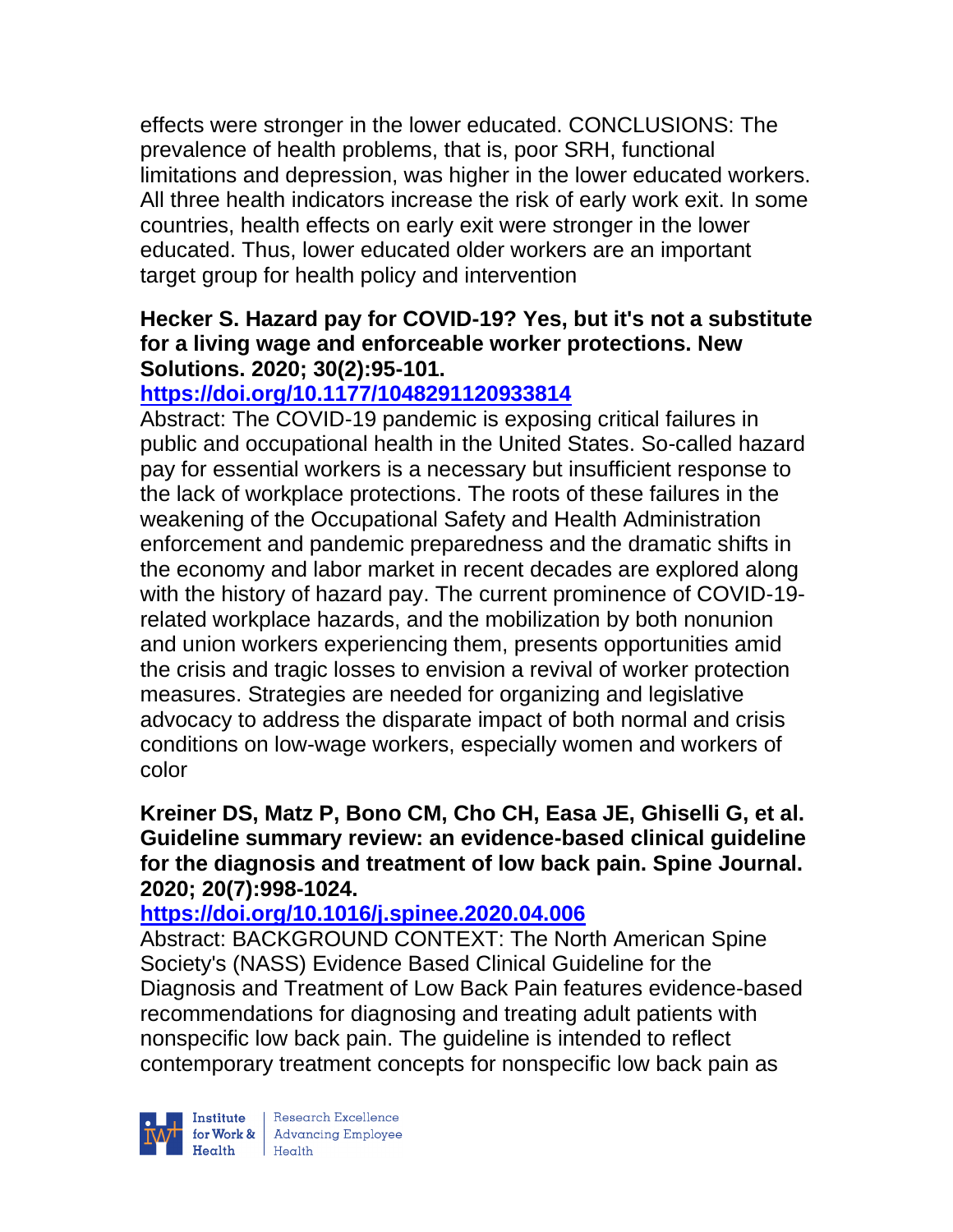effects were stronger in the lower educated. CONCLUSIONS: The prevalence of health problems, that is, poor SRH, functional limitations and depression, was higher in the lower educated workers. All three health indicators increase the risk of early work exit. In some countries, health effects on early exit were stronger in the lower educated. Thus, lower educated older workers are an important target group for health policy and intervention

**Hecker S. Hazard pay for COVID-19? Yes, but it's not a substitute for a living wage and enforceable worker protections. New Solutions. 2020; 30(2):95-101.**

**https://doi.org/10.1177/1048291120933814**

Abstract: The COVID-19 pandemic is exposing critical failures in public and occupational health in the United States. So-called hazard pay for essential workers is a necessary but insufficient response to the lack of workplace protections. The roots of these failures in the weakening of the Occupational Safety and Health Administration enforcement and pandemic preparedness and the dramatic shifts in the economy and labor market in recent decades are explored along with the history of hazard pay. The current prominence of COVID-19-related workplace hazards, and the mobilization by both nonunion and union workers experiencing them, presents opportunities amid the crisis and tragic losses to envision a revival of worker protection measures. Strategies are needed for organizing and legislative advocacy to address the disparate impact of both normal and crisis conditions on low-wage workers, especially women and workers of color

**Kreiner DS, Matz P, Bono CM, Cho CH, Easa JE, Ghiselli G, et al. Guideline summary review: an evidence-based clinical guideline for the diagnosis and treatment of low back pain. Spine Journal. 2020; 20(7):998-1024.**

**https://doi.org/10.1016/j.spinee.2020.04.006**

Abstract: BACKGROUND CONTEXT: The North American Spine Society's (NASS) Evidence Based Clinical Guideline for the Diagnosis and Treatment of Low Back Pain features evidence-based recommendations for diagnosing and treating adult patients with nonspecific low back pain. The guideline is intended to reflect contemporary treatment concepts for nonspecific low back pain as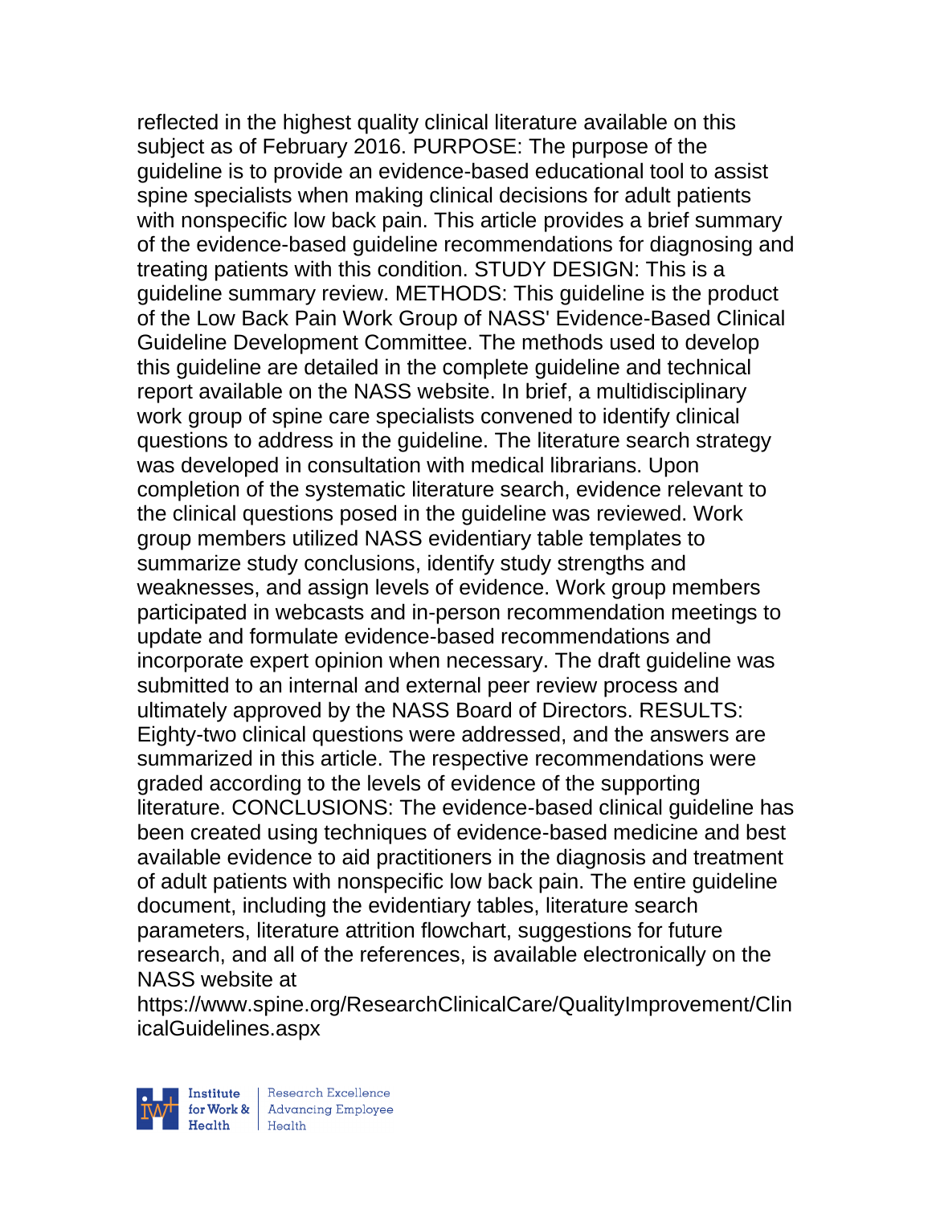reflected in the highest quality clinical literature available on this subject as of February 2016. PURPOSE: The purpose of the guideline is to provide an evidence-based educational tool to assist spine specialists when making clinical decisions for adult patients with nonspecific low back pain. This article provides a brief summary of the evidence-based guideline recommendations for diagnosing and treating patients with this condition. STUDY DESIGN: This is a guideline summary review. METHODS: This guideline is the product of the Low Back Pain Work Group of NASS' Evidence-Based Clinical Guideline Development Committee. The methods used to develop this guideline are detailed in the complete guideline and technical report available on the NASS website. In brief, a multidisciplinary work group of spine care specialists convened to identify clinical questions to address in the guideline. The literature search strategy was developed in consultation with medical librarians. Upon completion of the systematic literature search, evidence relevant to the clinical questions posed in the guideline was reviewed. Work group members utilized NASS evidentiary table templates to summarize study conclusions, identify study strengths and weaknesses, and assign levels of evidence. Work group members participated in webcasts and in-person recommendation meetings to update and formulate evidence-based recommendations and incorporate expert opinion when necessary. The draft guideline was submitted to an internal and external peer review process and ultimately approved by the NASS Board of Directors. RESULTS: Eighty-two clinical questions were addressed, and the answers are summarized in this article. The respective recommendations were graded according to the levels of evidence of the supporting literature. CONCLUSIONS: The evidence-based clinical guideline has been created using techniques of evidence-based medicine and best available evidence to aid practitioners in the diagnosis and treatment of adult patients with nonspecific low back pain. The entire guideline document, including the evidentiary tables, literature search parameters, literature attrition flowchart, suggestions for future research, and all of the references, is available electronically on the NASS website at https://www.spine.org/ResearchClinicalCare/QualityImprovement/ClinicalGuidelines.aspx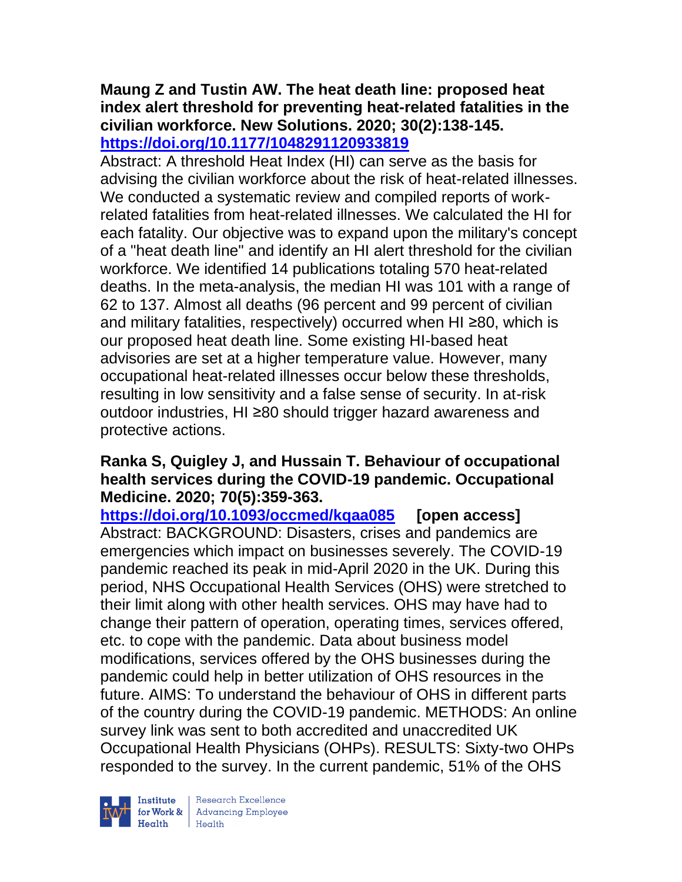**Maung Z and Tustin AW. The heat death line: proposed heat index alert threshold for preventing heat-related fatalities in the civilian workforce. New Solutions. 2020; 30(2):138-145.**
**https://doi.org/10.1177/1048291120933819**

Abstract: A threshold Heat Index (HI) can serve as the basis for advising the civilian workforce about the risk of heat-related illnesses. We conducted a systematic review and compiled reports of work-related fatalities from heat-related illnesses. We calculated the HI for each fatality. Our objective was to expand upon the military's concept of a "heat death line" and identify an HI alert threshold for the civilian workforce. We identified 14 publications totaling 570 heat-related deaths. In the meta-analysis, the median HI was 101 with a range of 62 to 137. Almost all deaths (96 percent and 99 percent of civilian and military fatalities, respectively) occurred when HI ≥80, which is our proposed heat death line. Some existing HI-based heat advisories are set at a higher temperature value. However, many occupational heat-related illnesses occur below these thresholds, resulting in low sensitivity and a false sense of security. In at-risk outdoor industries, HI ≥80 should trigger hazard awareness and protective actions.

**Ranka S, Quigley J, and Hussain T. Behaviour of occupational health services during the COVID-19 pandemic. Occupational Medicine. 2020; 70(5):359-363.**
**https://doi.org/10.1093/occmed/kqaa085 [open access]**

Abstract: BACKGROUND: Disasters, crises and pandemics are emergencies which impact on businesses severely. The COVID-19 pandemic reached its peak in mid-April 2020 in the UK. During this period, NHS Occupational Health Services (OHS) were stretched to their limit along with other health services. OHS may have had to change their pattern of operation, operating times, services offered, etc. to cope with the pandemic. Data about business model modifications, services offered by the OHS businesses during the pandemic could help in better utilization of OHS resources in the future. AIMS: To understand the behaviour of OHS in different parts of the country during the COVID-19 pandemic. METHODS: An online survey link was sent to both accredited and unaccredited UK Occupational Health Physicians (OHPs). RESULTS: Sixty-two OHPs responded to the survey. In the current pandemic, 51% of the OHS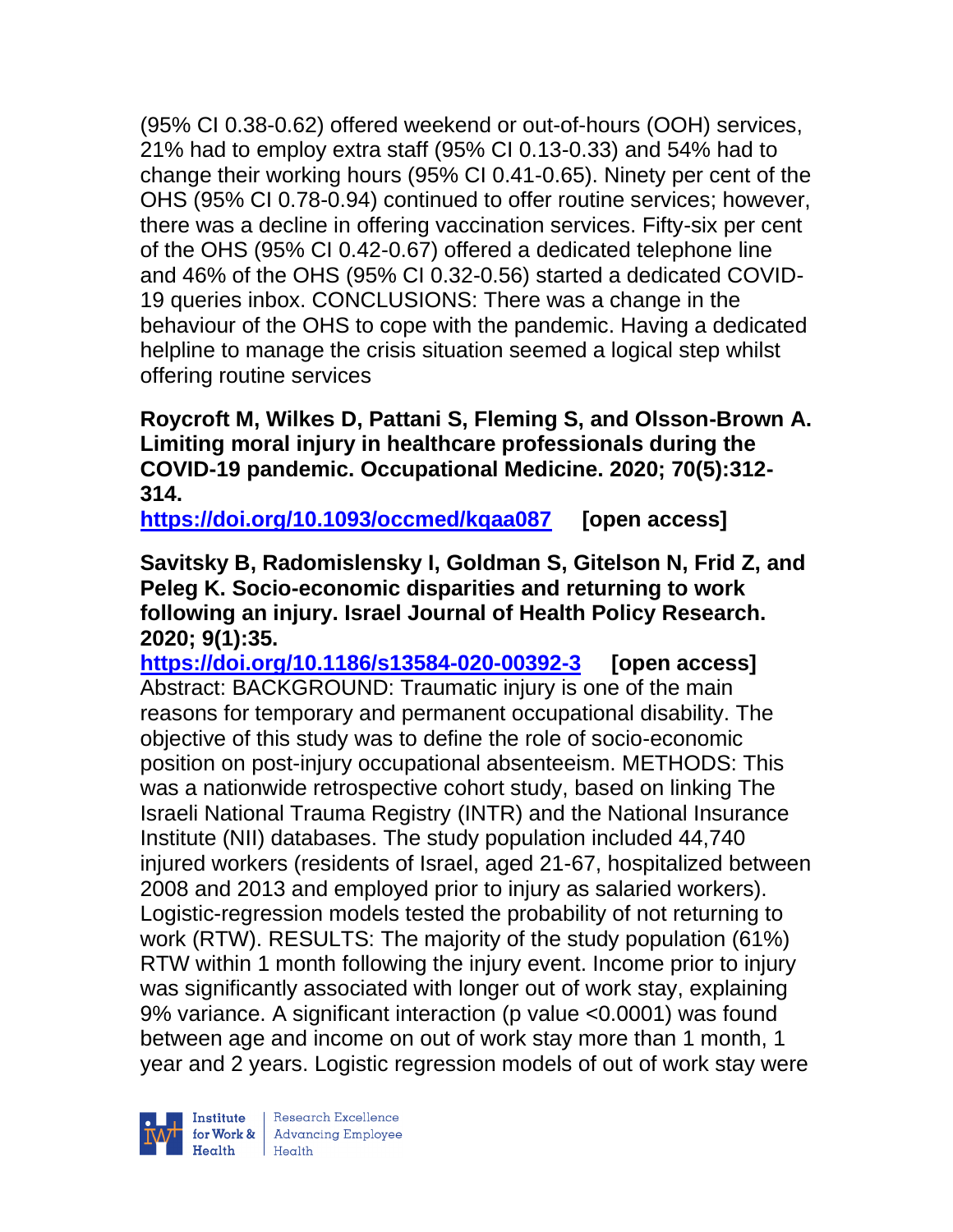(95% CI 0.38-0.62) offered weekend or out-of-hours (OOH) services, 21% had to employ extra staff (95% CI 0.13-0.33) and 54% had to change their working hours (95% CI 0.41-0.65). Ninety per cent of the OHS (95% CI 0.78-0.94) continued to offer routine services; however, there was a decline in offering vaccination services. Fifty-six per cent of the OHS (95% CI 0.42-0.67) offered a dedicated telephone line and 46% of the OHS (95% CI 0.32-0.56) started a dedicated COVID-19 queries inbox. CONCLUSIONS: There was a change in the behaviour of the OHS to cope with the pandemic. Having a dedicated helpline to manage the crisis situation seemed a logical step whilst offering routine services

**Roycroft M, Wilkes D, Pattani S, Fleming S, and Olsson-Brown A. Limiting moral injury in healthcare professionals during the COVID-19 pandemic. Occupational Medicine. 2020; 70(5):312-314.**

**https://doi.org/10.1093/occmed/kqaa087** **[open access]**

**Savitsky B, Radomislensky I, Goldman S, Gitelson N, Frid Z, and Peleg K. Socio-economic disparities and returning to work following an injury. Israel Journal of Health Policy Research. 2020; 9(1):35.**

**https://doi.org/10.1186/s13584-020-00392-3** **[open access]**

Abstract: BACKGROUND: Traumatic injury is one of the main reasons for temporary and permanent occupational disability. The objective of this study was to define the role of socio-economic position on post-injury occupational absenteeism. METHODS: This was a nationwide retrospective cohort study, based on linking The Israeli National Trauma Registry (INTR) and the National Insurance Institute (NII) databases. The study population included 44,740 injured workers (residents of Israel, aged 21-67, hospitalized between 2008 and 2013 and employed prior to injury as salaried workers). Logistic-regression models tested the probability of not returning to work (RTW). RESULTS: The majority of the study population (61%) RTW within 1 month following the injury event. Income prior to injury was significantly associated with longer out of work stay, explaining 9% variance. A significant interaction (p value <0.0001) was found between age and income on out of work stay more than 1 month, 1 year and 2 years. Logistic regression models of out of work stay were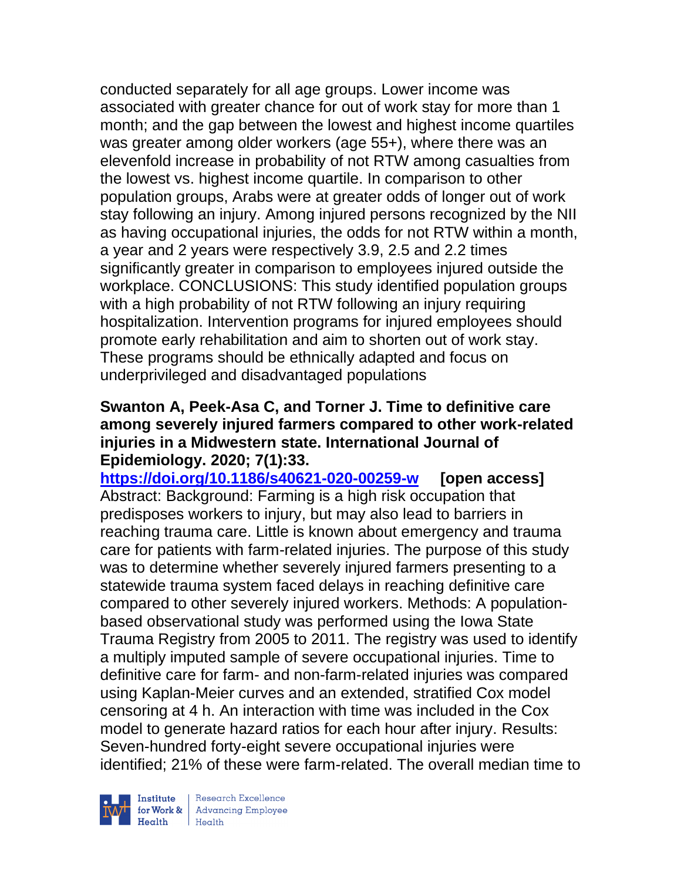conducted separately for all age groups. Lower income was associated with greater chance for out of work stay for more than 1 month; and the gap between the lowest and highest income quartiles was greater among older workers (age 55+), where there was an elevenfold increase in probability of not RTW among casualties from the lowest vs. highest income quartile. In comparison to other population groups, Arabs were at greater odds of longer out of work stay following an injury. Among injured persons recognized by the NII as having occupational injuries, the odds for not RTW within a month, a year and 2 years were respectively 3.9, 2.5 and 2.2 times significantly greater in comparison to employees injured outside the workplace. CONCLUSIONS: This study identified population groups with a high probability of not RTW following an injury requiring hospitalization. Intervention programs for injured employees should promote early rehabilitation and aim to shorten out of work stay. These programs should be ethnically adapted and focus on underprivileged and disadvantaged populations

**Swanton A, Peek-Asa C, and Torner J. Time to definitive care among severely injured farmers compared to other work-related injuries in a Midwestern state. International Journal of Epidemiology. 2020; 7(1):33.**

**https://doi.org/10.1186/s40621-020-00259-w [open access]**

Abstract: Background: Farming is a high risk occupation that predisposes workers to injury, but may also lead to barriers in reaching trauma care. Little is known about emergency and trauma care for patients with farm-related injuries. The purpose of this study was to determine whether severely injured farmers presenting to a statewide trauma system faced delays in reaching definitive care compared to other severely injured workers. Methods: A population-based observational study was performed using the Iowa State Trauma Registry from 2005 to 2011. The registry was used to identify a multiply imputed sample of severe occupational injuries. Time to definitive care for farm- and non-farm-related injuries was compared using Kaplan-Meier curves and an extended, stratified Cox model censoring at 4 h. An interaction with time was included in the Cox model to generate hazard ratios for each hour after injury. Results: Seven-hundred forty-eight severe occupational injuries were identified; 21% of these were farm-related. The overall median time to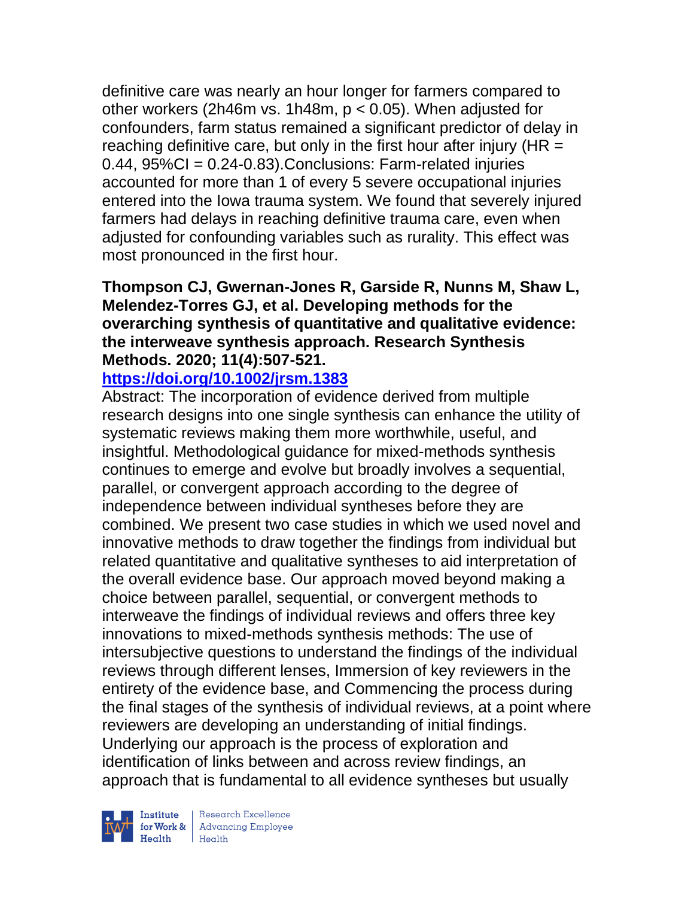definitive care was nearly an hour longer for farmers compared to other workers (2h46m vs. 1h48m, $p < 0.05$). When adjusted for confounders, farm status remained a significant predictor of delay in reaching definitive care, but only in the first hour after injury (HR = 0.44, 95%CI = 0.24-0.83).Conclusions: Farm-related injuries accounted for more than 1 of every 5 severe occupational injuries entered into the Iowa trauma system. We found that severely injured farmers had delays in reaching definitive trauma care, even when adjusted for confounding variables such as rurality. This effect was most pronounced in the first hour.

**Thompson CJ, Gwernan-Jones R, Garside R, Nunns M, Shaw L, Melendez-Torres GJ, et al. Developing methods for the overarching synthesis of quantitative and qualitative evidence: the interweave synthesis approach. Research Synthesis Methods. 2020; 11(4):507-521.**

**https://doi.org/10.1002/jrsm.1383**

Abstract: The incorporation of evidence derived from multiple research designs into one single synthesis can enhance the utility of systematic reviews making them more worthwhile, useful, and insightful. Methodological guidance for mixed-methods synthesis continues to emerge and evolve but broadly involves a sequential, parallel, or convergent approach according to the degree of independence between individual syntheses before they are combined. We present two case studies in which we used novel and innovative methods to draw together the findings from individual but related quantitative and qualitative syntheses to aid interpretation of the overall evidence base. Our approach moved beyond making a choice between parallel, sequential, or convergent methods to interweave the findings of individual reviews and offers three key innovations to mixed-methods synthesis methods: The use of intersubjective questions to understand the findings of the individual reviews through different lenses, Immersion of key reviewers in the entirety of the evidence base, and Commencing the process during the final stages of the synthesis of individual reviews, at a point where reviewers are developing an understanding of initial findings. Underlying our approach is the process of exploration and identification of links between and across review findings, an approach that is fundamental to all evidence syntheses but usually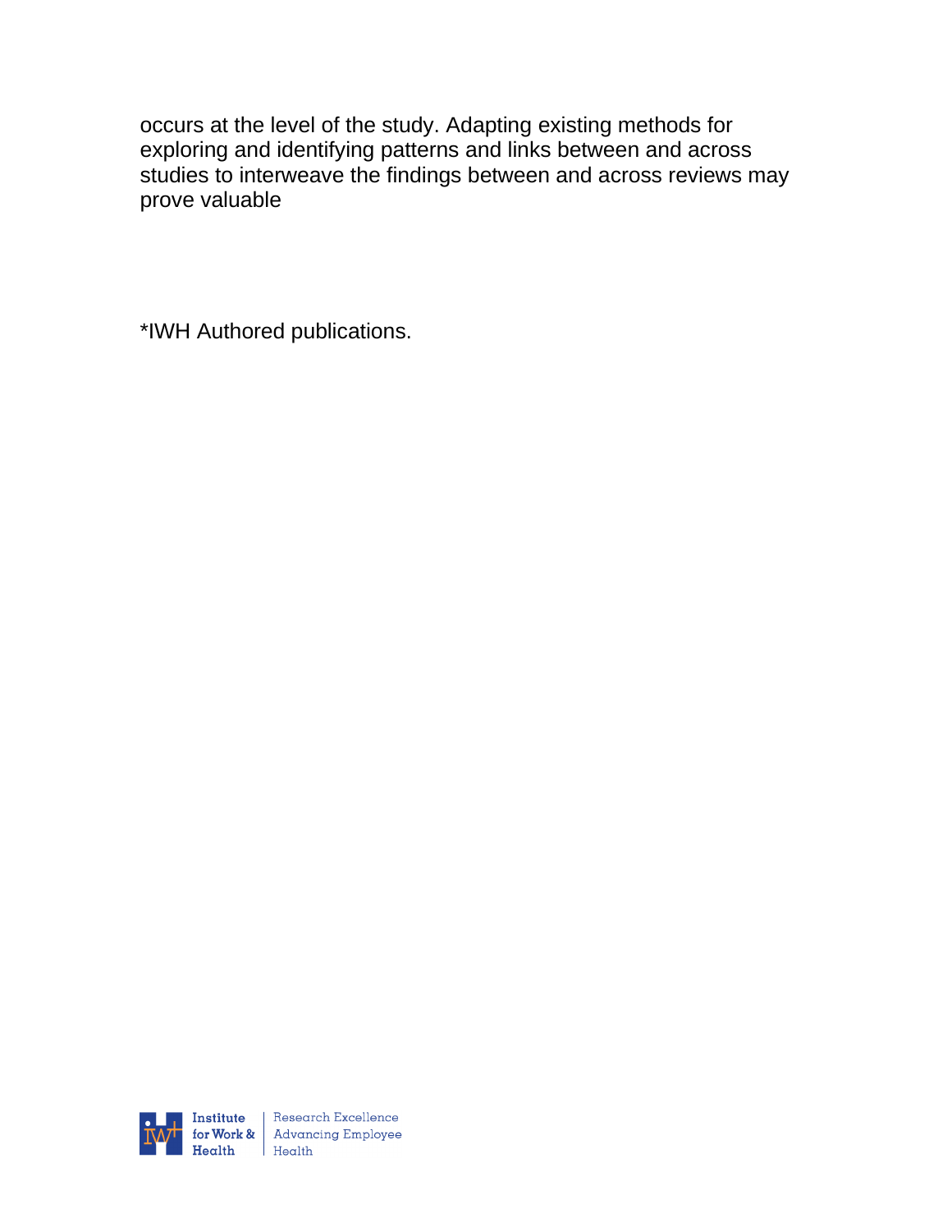occurs at the level of the study. Adapting existing methods for exploring and identifying patterns and links between and across studies to interweave the findings between and across reviews may prove valuable

*IWH Authored publications.